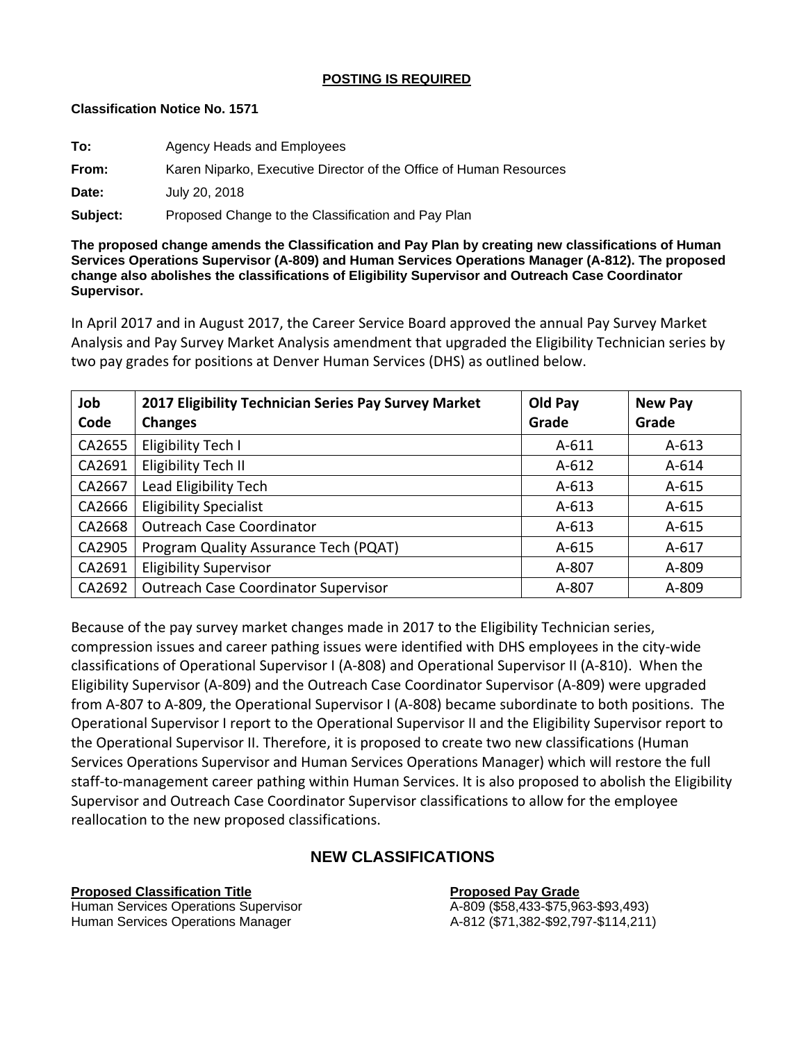**POSTING IS REQUIRED**

**Classification Notice No. 1571**

**To:** Agency Heads and Employees

**From:** Karen Niparko, Executive Director of the Office of Human Resources

**Date:** July 20, 2018

**Subject:** Proposed Change to the Classification and Pay Plan

**The proposed change amends the Classification and Pay Plan by creating new classifications of Human Services Operations Supervisor (A-809) and Human Services Operations Manager (A-812). The proposed change also abolishes the classifications of Eligibility Supervisor and Outreach Case Coordinator Supervisor.**

In April 2017 and in August 2017, the Career Service Board approved the annual Pay Survey Market Analysis and Pay Survey Market Analysis amendment that upgraded the Eligibility Technician series by two pay grades for positions at Denver Human Services (DHS) as outlined below.

| Job Code | 2017 Eligibility Technician Series Pay Survey Market Changes | Old Pay Grade | New Pay Grade |
|---|---|---|---|
| CA2655 | Eligibility Tech I | A-611 | A-613 |
| CA2691 | Eligibility Tech II | A-612 | A-614 |
| CA2667 | Lead Eligibility Tech | A-613 | A-615 |
| CA2666 | Eligibility Specialist | A-613 | A-615 |
| CA2668 | Outreach Case Coordinator | A-613 | A-615 |
| CA2905 | Program Quality Assurance Tech (PQAT) | A-615 | A-617 |
| CA2691 | Eligibility Supervisor | A-807 | A-809 |
| CA2692 | Outreach Case Coordinator Supervisor | A-807 | A-809 |

Because of the pay survey market changes made in 2017 to the Eligibility Technician series, compression issues and career pathing issues were identified with DHS employees in the city-wide classifications of Operational Supervisor I (A-808) and Operational Supervisor II (A-810). When the Eligibility Supervisor (A-809) and the Outreach Case Coordinator Supervisor (A-809) were upgraded from A-807 to A-809, the Operational Supervisor I (A-808) became subordinate to both positions. The Operational Supervisor I report to the Operational Supervisor II and the Eligibility Supervisor report to the Operational Supervisor II. Therefore, it is proposed to create two new classifications (Human Services Operations Supervisor and Human Services Operations Manager) which will restore the full staff-to-management career pathing within Human Services. It is also proposed to abolish the Eligibility Supervisor and Outreach Case Coordinator Supervisor classifications to allow for the employee reallocation to the new proposed classifications.

## NEW CLASSIFICATIONS

| Proposed Classification Title | Proposed Pay Grade |
|---|---|
| Human Services Operations Supervisor | A-809 ($58,433-$75,963-$93,493) |
| Human Services Operations Manager | A-812 ($71,382-$92,797-$114,211) |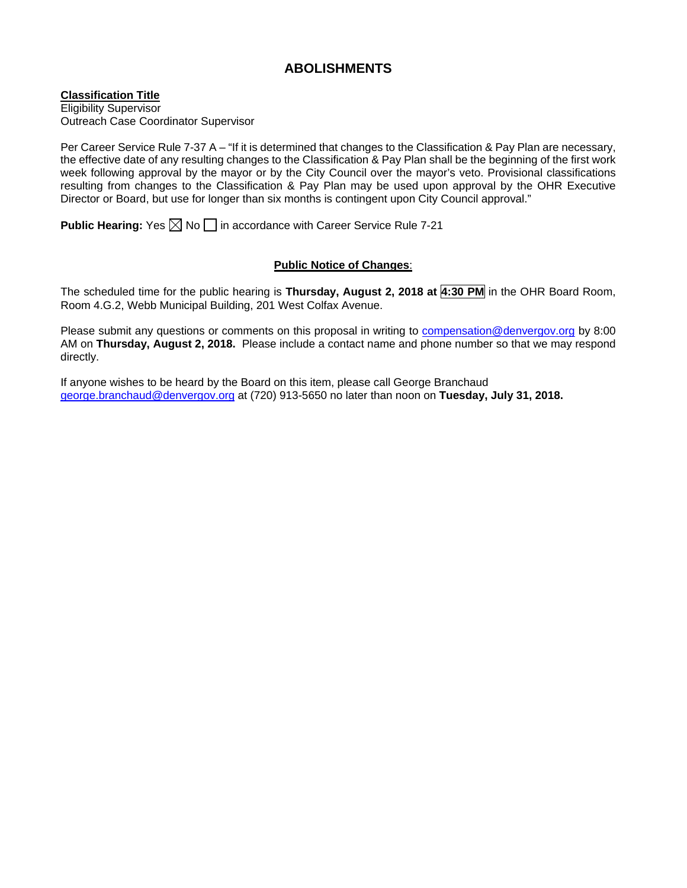## ABOLISHMENTS

**Classification Title**
Eligibility Supervisor
Outreach Case Coordinator Supervisor

Per Career Service Rule 7-37 A – "If it is determined that changes to the Classification & Pay Plan are necessary, the effective date of any resulting changes to the Classification & Pay Plan shall be the beginning of the first work week following approval by the mayor or by the City Council over the mayor's veto. Provisional classifications resulting from changes to the Classification & Pay Plan may be used upon approval by the OHR Executive Director or Board, but use for longer than six months is contingent upon City Council approval."

**Public Hearing:** Yes ☒ No ☐ in accordance with Career Service Rule 7-21

**Public Notice of Changes**:

The scheduled time for the public hearing is **Thursday, August 2, 2018 at 4:30 PM** in the OHR Board Room, Room 4.G.2, Webb Municipal Building, 201 West Colfax Avenue.

Please submit any questions or comments on this proposal in writing to compensation@denvergov.org by 8:00 AM on **Thursday, August 2, 2018.** Please include a contact name and phone number so that we may respond directly.

If anyone wishes to be heard by the Board on this item, please call George Branchaud george.branchaud@denvergov.org at (720) 913-5650 no later than noon on **Tuesday, July 31, 2018.**